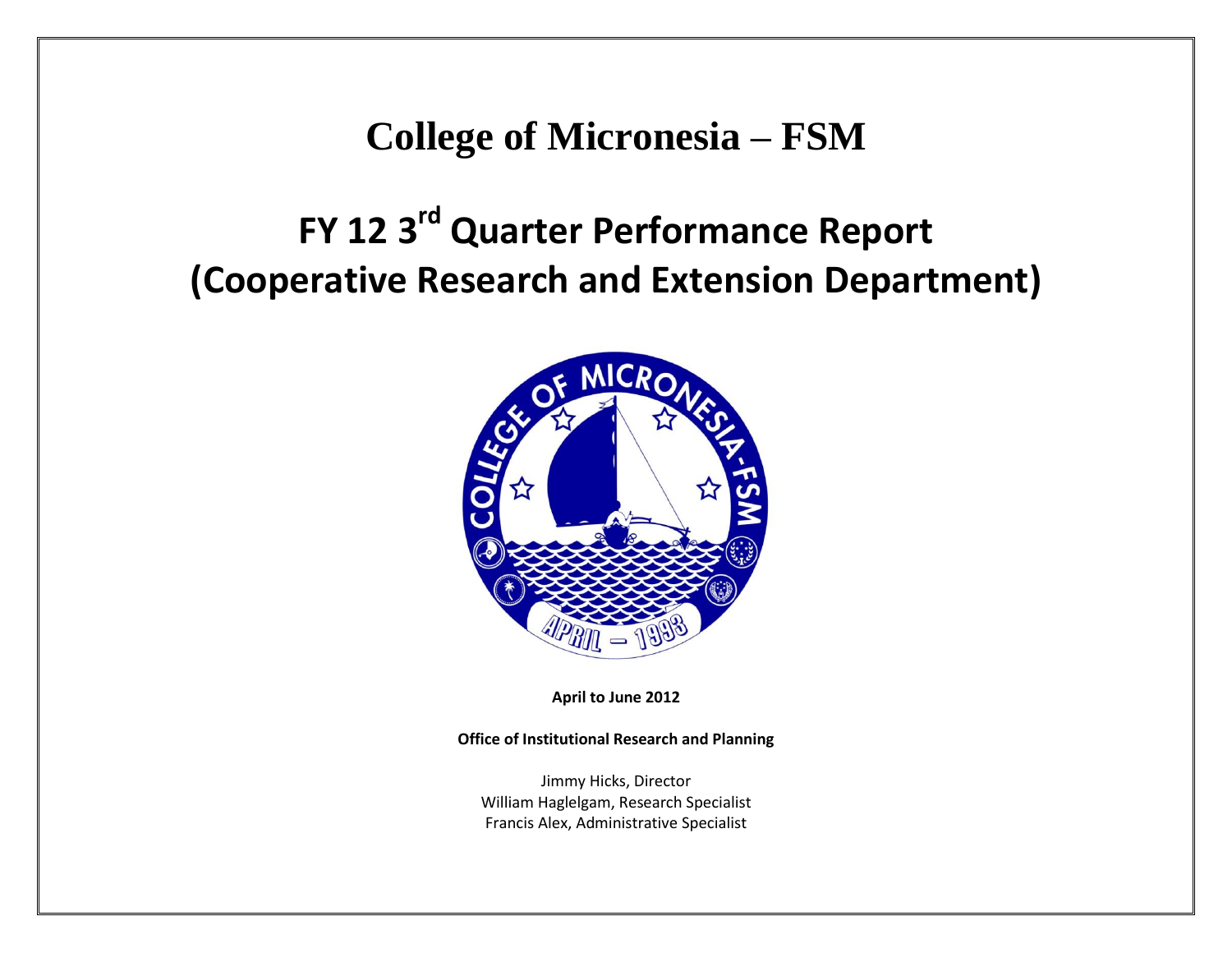# College of Micronesia – FSM

# FY 12 3rd Quarter Performance Report (Cooperative Research and Extension Department)

**April to June 2012**

**Office of Institutional Research and Planning**

Jimmy Hicks, Director
William Haglelgam, Research Specialist
Francis Alex, Administrative Specialist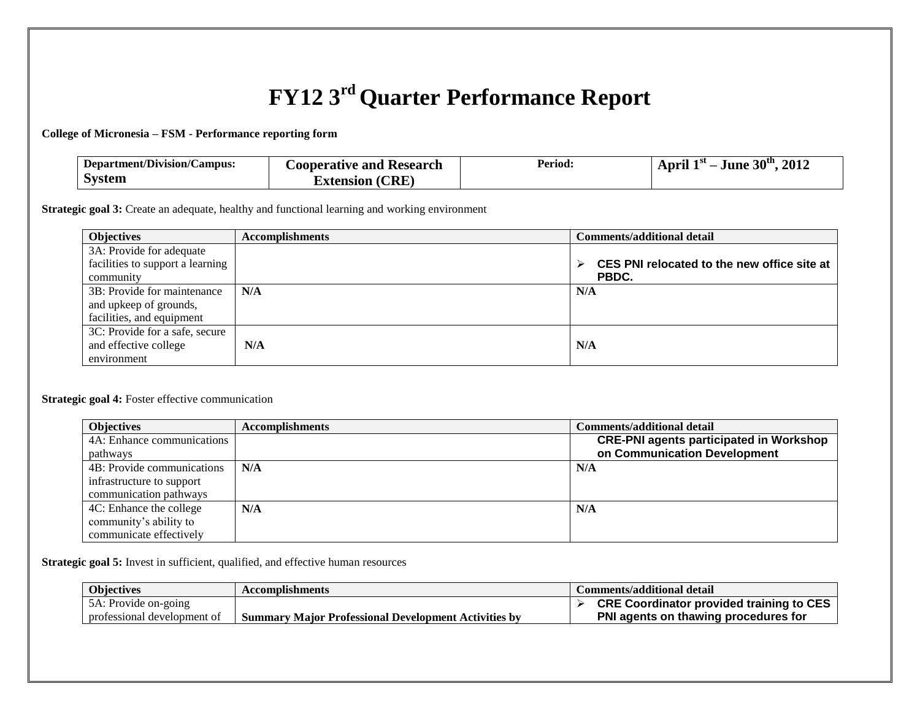# FY12 3rd Quarter Performance Report

**College of Micronesia – FSM - Performance reporting form**

| **Department/Division/Campus: System** | **Cooperative and Research Extension (CRE)** | **Period:** | **April 1st – June 30th, 2012** |
|---|---|---|---|

**Strategic goal 3:** Create an adequate, healthy and functional learning and working environment

| **Objectives** | **Accomplishments** | **Comments/additional detail** |
|---|---|---|
| 3A: Provide for adequate facilities to support a learning community | | ➢ **CES PNI relocated to the new office site at PBDC.** |
| 3B: Provide for maintenance and upkeep of grounds, facilities, and equipment | **N/A** | **N/A** |
| 3C: Provide for a safe, secure and effective college environment | **N/A** | **N/A** |

**Strategic goal 4:** Foster effective communication

| **Objectives** | **Accomplishments** | **Comments/additional detail** |
|---|---|---|
| 4A: Enhance communications pathways | | **CRE-PNI agents participated in Workshop on Communication Development** |
| 4B: Provide communications infrastructure to support communication pathways | **N/A** | **N/A** |
| 4C: Enhance the college community's ability to communicate effectively | **N/A** | **N/A** |

**Strategic goal 5:** Invest in sufficient, qualified, and effective human resources

| **Objectives** | **Accomplishments** | **Comments/additional detail** |
|---|---|---|
| 5A: Provide on-going professional development of | **Summary Major Professional Development Activities by** | ➢ **CRE Coordinator provided training to CES PNI agents on thawing procedures for** |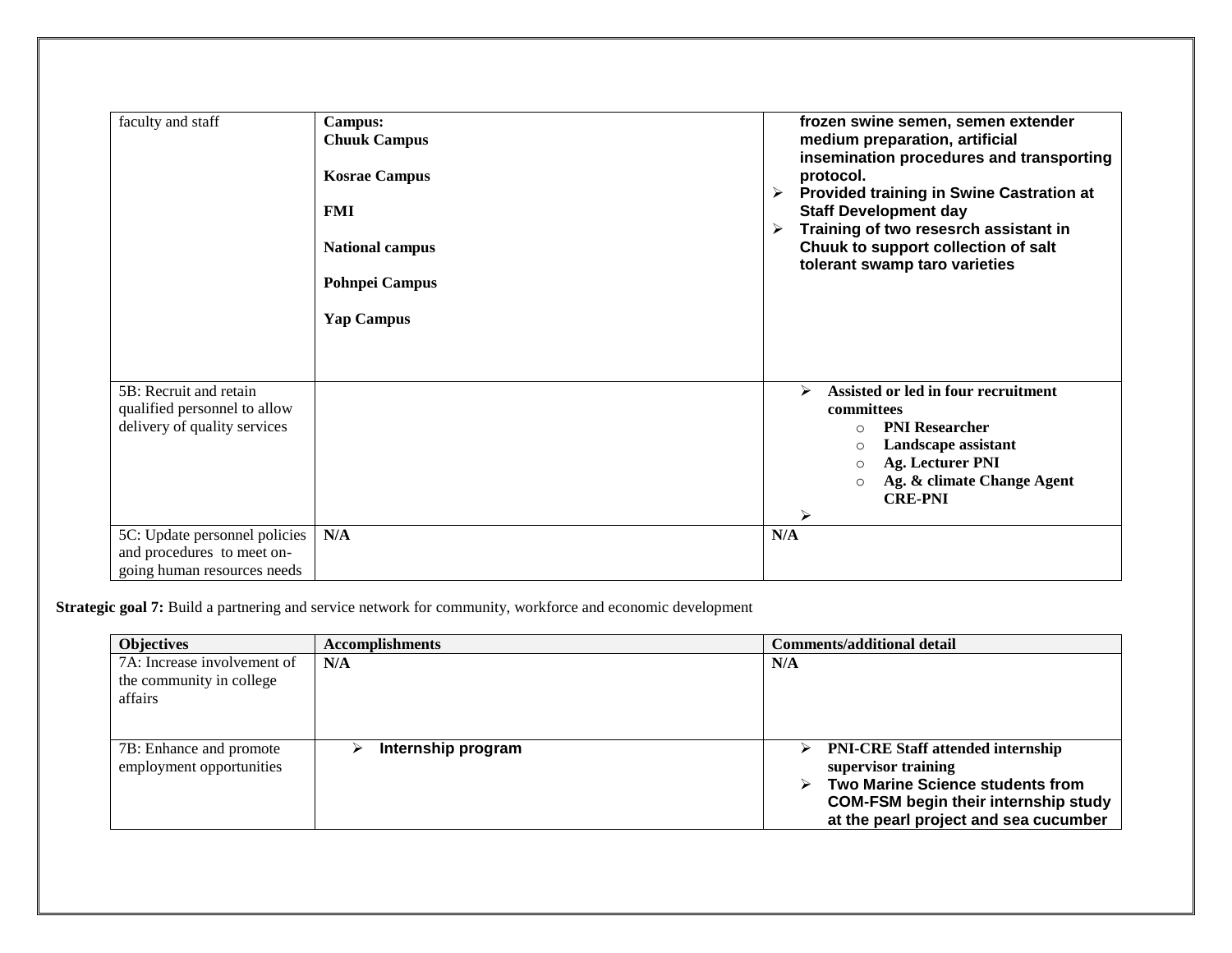| | | |
|---|---|---|
| faculty and staff | **Campus:**<br>**Chuuk Campus**<br><br>**Kosrae Campus**<br><br>**FMI**<br><br>**National campus**<br><br>**Pohnpei Campus**<br><br>**Yap Campus** | **frozen swine semen, semen extender medium preparation, artificial insemination procedures and transporting protocol.**<br>➢ **Provided training in Swine Castration at Staff Development day**<br>➢ **Training of two resesrch assistant in Chuuk to support collection of salt tolerant swamp taro varieties** |
| 5B: Recruit and retain qualified personnel to allow delivery of quality services | | ➢ **Assisted or led in four recruitment committees**<br>o **PNI Researcher**<br>o **Landscape assistant**<br>o **Ag. Lecturer PNI**<br>o **Ag. & climate Change Agent CRE-PNI**<br>➢ |
| 5C: Update personnel policies and procedures to meet on-going human resources needs | **N/A** | **N/A** |

**Strategic goal 7:** Build a partnering and service network for community, workforce and economic development

| Objectives | Accomplishments | Comments/additional detail |
|---|---|---|
| 7A: Increase involvement of the community in college affairs | **N/A** | **N/A** |
| 7B: Enhance and promote employment opportunities | ➢ **Internship program** | ➢ **PNI-CRE Staff attended internship supervisor training**<br>➢ **Two Marine Science students from COM-FSM begin their internship study at the pearl project and sea cucumber** |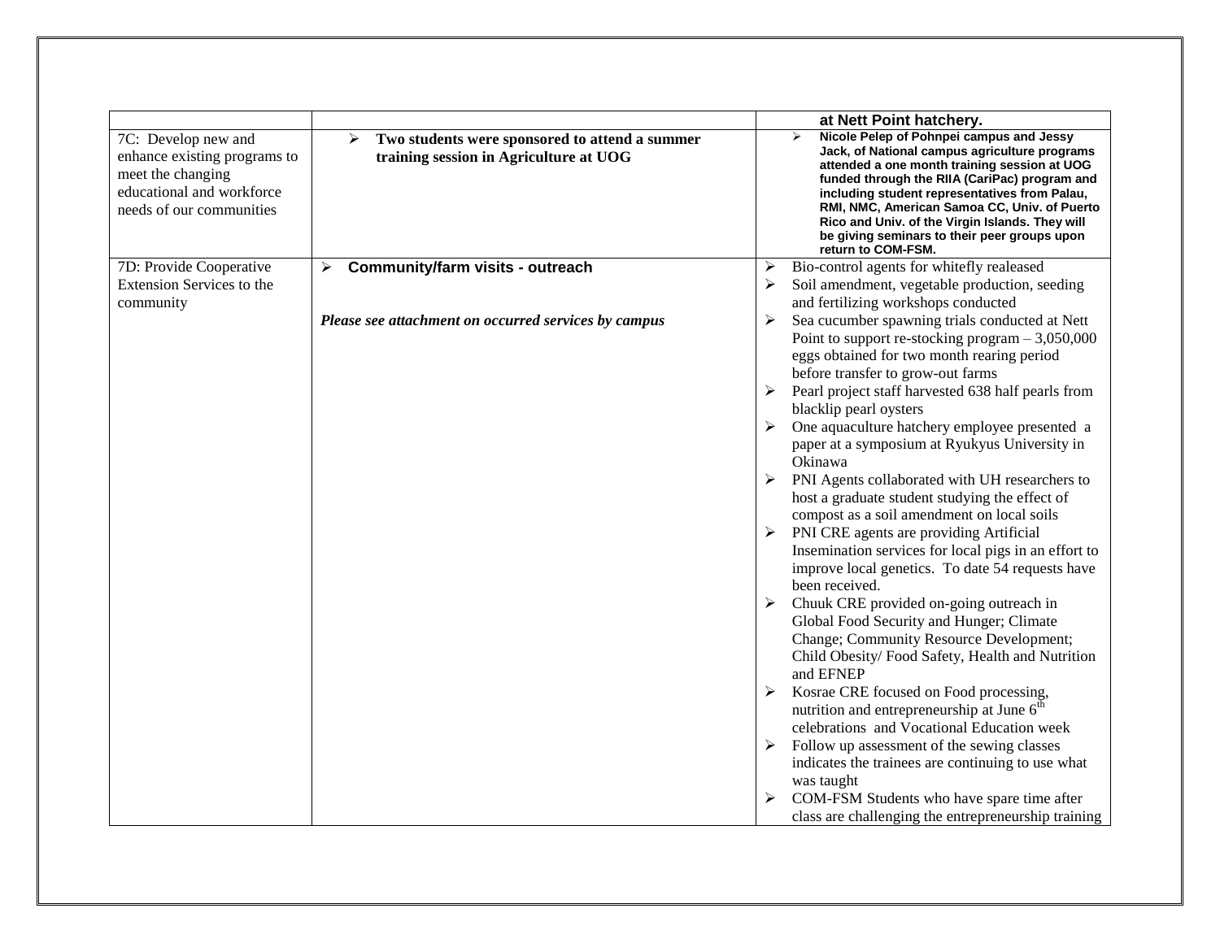| | | |
|---|---|---|
| | | **at Nett Point hatchery.** |
| 7C: Develop new and enhance existing programs to meet the changing educational and workforce needs of our communities | ➢ **Two students were sponsored to attend a summer training session in Agriculture at UOG** | ➢ **Nicole Pelep of Pohnpei campus and Jessy Jack, of National campus agriculture programs attended a one month training session at UOG funded through the RIIA (CariPac) program and including student representatives from Palau, RMI, NMC, American Samoa CC, Univ. of Puerto Rico and Univ. of the Virgin Islands. They will be giving seminars to their peer groups upon return to COM-FSM.** |
| 7D: Provide Cooperative Extension Services to the community | ➢ **Community/farm visits - outreach**<br><br>***Please see attachment on occurred services by campus*** | ➢ Bio-control agents for whitefly realeased<br>➢ Soil amendment, vegetable production, seeding and fertilizing workshops conducted<br>➢ Sea cucumber spawning trials conducted at Nett Point to support re-stocking program – 3,050,000 eggs obtained for two month rearing period before transfer to grow-out farms<br>➢ Pearl project staff harvested 638 half pearls from blacklip pearl oysters<br>➢ One aquaculture hatchery employee presented a paper at a symposium at Ryukyus University in Okinawa<br>➢ PNI Agents collaborated with UH researchers to host a graduate student studying the effect of compost as a soil amendment on local soils<br>➢ PNI CRE agents are providing Artificial Insemination services for local pigs in an effort to improve local genetics. To date 54 requests have been received.<br>➢ Chuuk CRE provided on-going outreach in Global Food Security and Hunger; Climate Change; Community Resource Development; Child Obesity/ Food Safety, Health and Nutrition and EFNEP<br>➢ Kosrae CRE focused on Food processing, nutrition and entrepreneurship at June 6th celebrations and Vocational Education week<br>➢ Follow up assessment of the sewing classes indicates the trainees are continuing to use what was taught<br>➢ COM-FSM Students who have spare time after class are challenging the entrepreneurship training |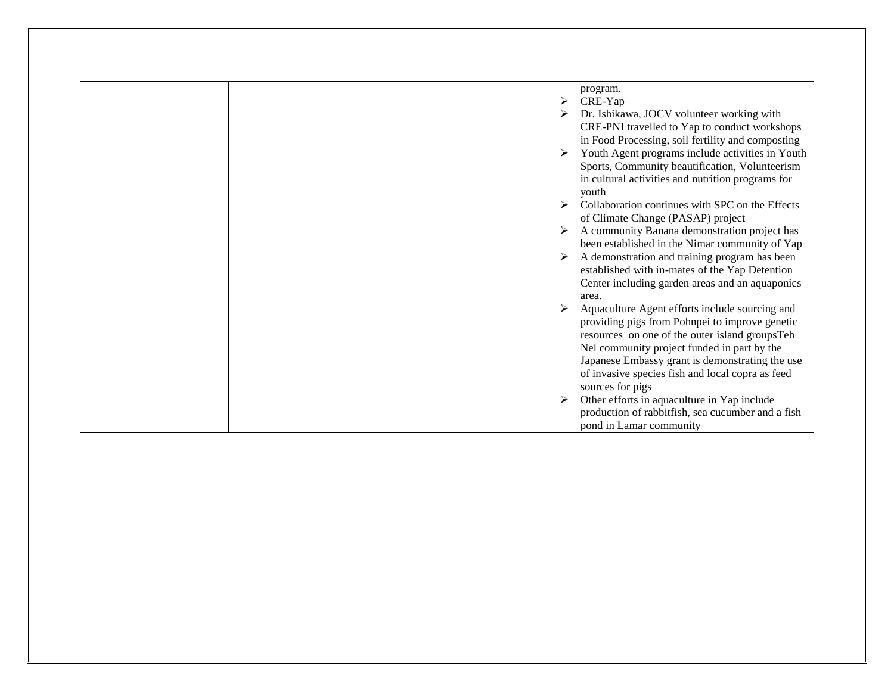| | | |
|---|---|---|
| | | program.<br>➢ CRE-Yap<br>➢ Dr. Ishikawa, JOCV volunteer working with CRE-PNI travelled to Yap to conduct workshops in Food Processing, soil fertility and composting<br>➢ Youth Agent programs include activities in Youth Sports, Community beautification, Volunteerism in cultural activities and nutrition programs for youth<br>➢ Collaboration continues with SPC on the Effects of Climate Change (PASAP) project<br>➢ A community Banana demonstration project has been established in the Nimar community of Yap<br>➢ A demonstration and training program has been established with in-mates of the Yap Detention Center including garden areas and an aquaponics area.<br>➢ Aquaculture Agent efforts include sourcing and providing pigs from Pohnpei to improve genetic resources on one of the outer island groupsTeh Nel community project funded in part by the Japanese Embassy grant is demonstrating the use of invasive species fish and local copra as feed sources for pigs<br>➢ Other efforts in aquaculture in Yap include production of rabbitfish, sea cucumber and a fish pond in Lamar community |